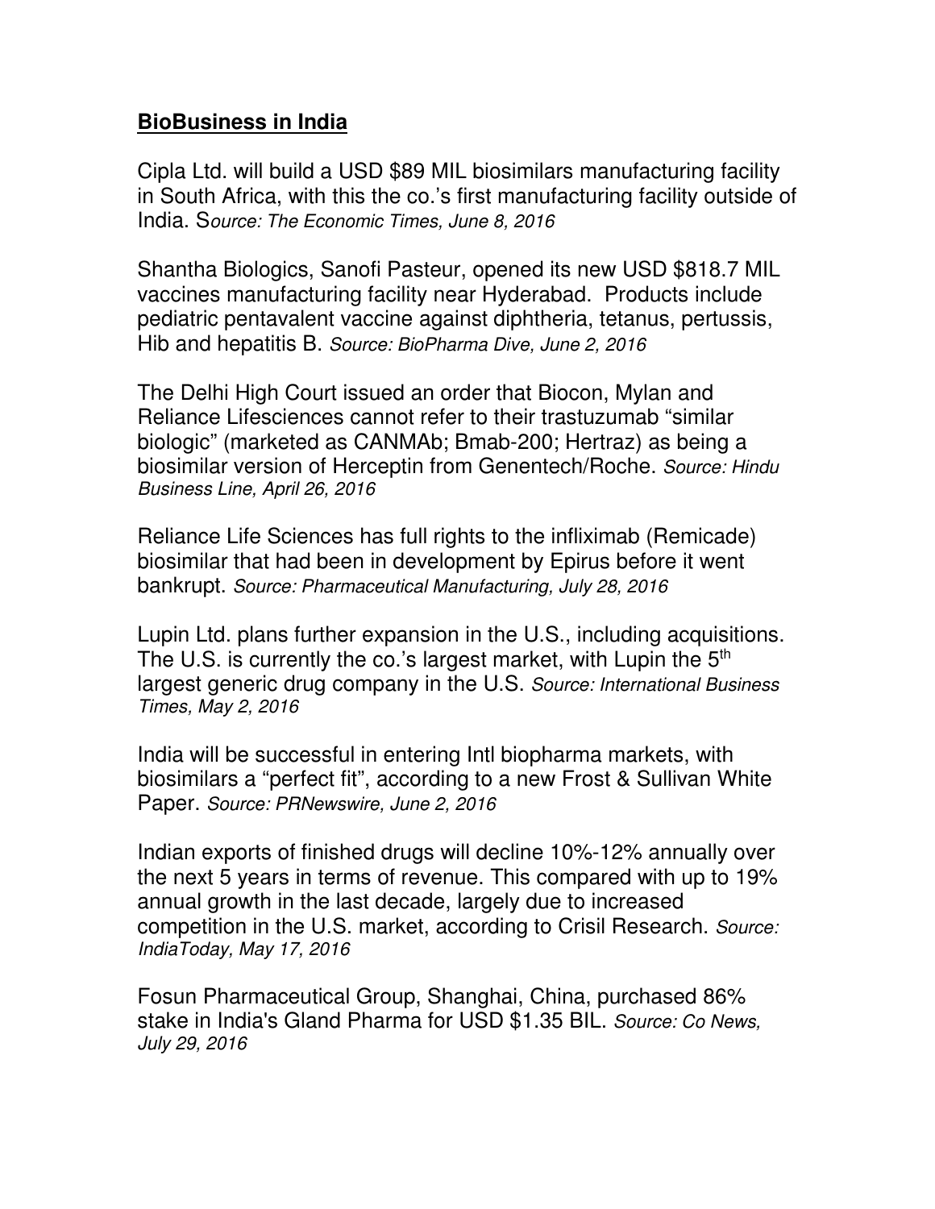## **BioBusiness in India**

Cipla Ltd. will build a USD $89 MIL biosimilars manufacturing facility in South Africa, with this the co.'s first manufacturing facility outside of India. S*ource: The Economic Times, June 8, 2016*

Shantha Biologics, Sanofi Pasteur, opened its new USD $818.7 MIL vaccines manufacturing facility near Hyderabad. Products include pediatric pentavalent vaccine against diphtheria, tetanus, pertussis, Hib and hepatitis B. *Source: BioPharma Dive, June 2, 2016*

The Delhi High Court issued an order that Biocon, Mylan and Reliance Lifesciences cannot refer to their trastuzumab "similar biologic" (marketed as CANMAb; Bmab-200; Hertraz) as being a biosimilar version of Herceptin from Genentech/Roche. *Source: Hindu Business Line, April 26, 2016*

Reliance Life Sciences has full rights to the infliximab (Remicade) biosimilar that had been in development by Epirus before it went bankrupt. *Source: Pharmaceutical Manufacturing, July 28, 2016*

Lupin Ltd. plans further expansion in the U.S., including acquisitions. The U.S. is currently the co.'s largest market, with Lupin the 5th largest generic drug company in the U.S. *Source: International Business Times, May 2, 2016*

India will be successful in entering Intl biopharma markets, with biosimilars a "perfect fit", according to a new Frost & Sullivan White Paper. *Source: PRNewswire, June 2, 2016*

Indian exports of finished drugs will decline 10%-12% annually over the next 5 years in terms of revenue. This compared with up to 19% annual growth in the last decade, largely due to increased competition in the U.S. market, according to Crisil Research. *Source: IndiaToday, May 17, 2016*

Fosun Pharmaceutical Group, Shanghai, China, purchased 86% stake in India's Gland Pharma for USD $1.35 BIL. *Source: Co News, July 29, 2016*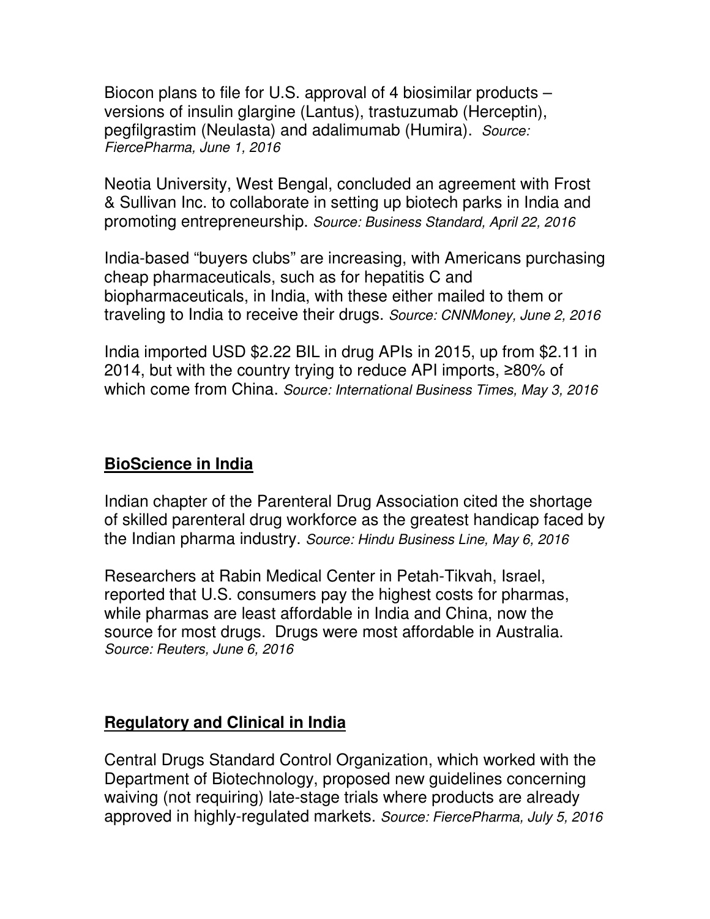Biocon plans to file for U.S. approval of 4 biosimilar products – versions of insulin glargine (Lantus), trastuzumab (Herceptin), pegfilgrastim (Neulasta) and adalimumab (Humira). *Source: FiercePharma, June 1, 2016*

Neotia University, West Bengal, concluded an agreement with Frost & Sullivan Inc. to collaborate in setting up biotech parks in India and promoting entrepreneurship. *Source: Business Standard, April 22, 2016*

India-based "buyers clubs" are increasing, with Americans purchasing cheap pharmaceuticals, such as for hepatitis C and biopharmaceuticals, in India, with these either mailed to them or traveling to India to receive their drugs. *Source: CNNMoney, June 2, 2016*

India imported USD $2.22 BIL in drug APIs in 2015, up from $2.11 in 2014, but with the country trying to reduce API imports, ≥80% of which come from China. *Source: International Business Times, May 3, 2016*

## **BioScience in India**

Indian chapter of the Parenteral Drug Association cited the shortage of skilled parenteral drug workforce as the greatest handicap faced by the Indian pharma industry. *Source: Hindu Business Line, May 6, 2016*

Researchers at Rabin Medical Center in Petah-Tikvah, Israel, reported that U.S. consumers pay the highest costs for pharmas, while pharmas are least affordable in India and China, now the source for most drugs. Drugs were most affordable in Australia. *Source: Reuters, June 6, 2016*

## **Regulatory and Clinical in India**

Central Drugs Standard Control Organization, which worked with the Department of Biotechnology, proposed new guidelines concerning waiving (not requiring) late-stage trials where products are already approved in highly-regulated markets. *Source: FiercePharma, July 5, 2016*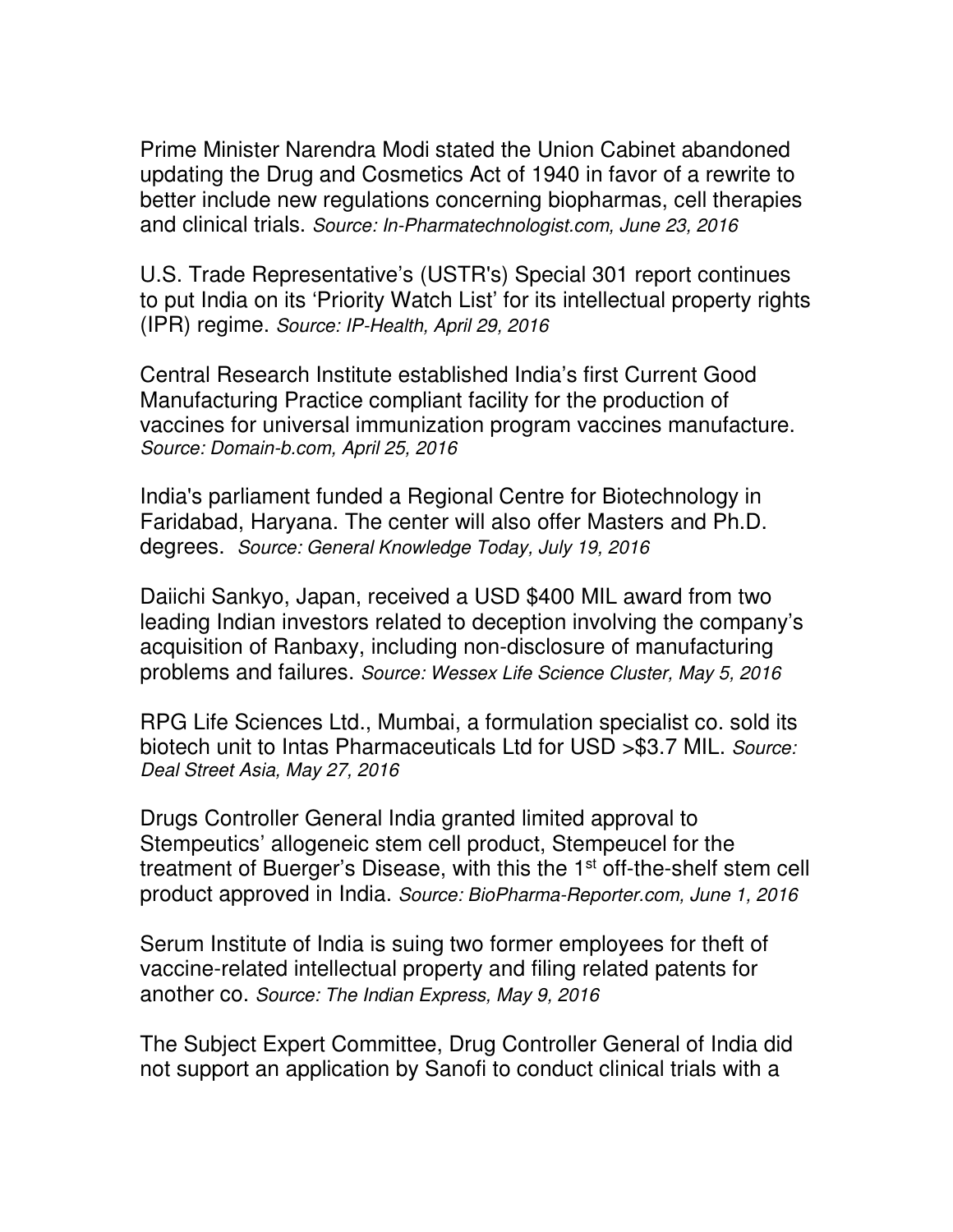Prime Minister Narendra Modi stated the Union Cabinet abandoned updating the Drug and Cosmetics Act of 1940 in favor of a rewrite to better include new regulations concerning biopharmas, cell therapies and clinical trials. *Source: In-Pharmatechnologist.com, June 23, 2016*

U.S. Trade Representative's (USTR's) Special 301 report continues to put India on its 'Priority Watch List' for its intellectual property rights (IPR) regime. *Source: IP-Health, April 29, 2016*

Central Research Institute established India's first Current Good Manufacturing Practice compliant facility for the production of vaccines for universal immunization program vaccines manufacture. *Source: Domain-b.com, April 25, 2016*

India's parliament funded a Regional Centre for Biotechnology in Faridabad, Haryana. The center will also offer Masters and Ph.D. degrees. *Source: General Knowledge Today, July 19, 2016*

Daiichi Sankyo, Japan, received a USD $400 MIL award from two leading Indian investors related to deception involving the company's acquisition of Ranbaxy, including non-disclosure of manufacturing problems and failures. *Source: Wessex Life Science Cluster, May 5, 2016*

RPG Life Sciences Ltd., Mumbai, a formulation specialist co. sold its biotech unit to Intas Pharmaceuticals Ltd for USD >$3.7 MIL. *Source: Deal Street Asia, May 27, 2016*

Drugs Controller General India granted limited approval to Stempeutics' allogeneic stem cell product, Stempeucel for the treatment of Buerger's Disease, with this the 1st off-the-shelf stem cell product approved in India. *Source: BioPharma-Reporter.com, June 1, 2016*

Serum Institute of India is suing two former employees for theft of vaccine-related intellectual property and filing related patents for another co. *Source: The Indian Express, May 9, 2016*

The Subject Expert Committee, Drug Controller General of India did not support an application by Sanofi to conduct clinical trials with a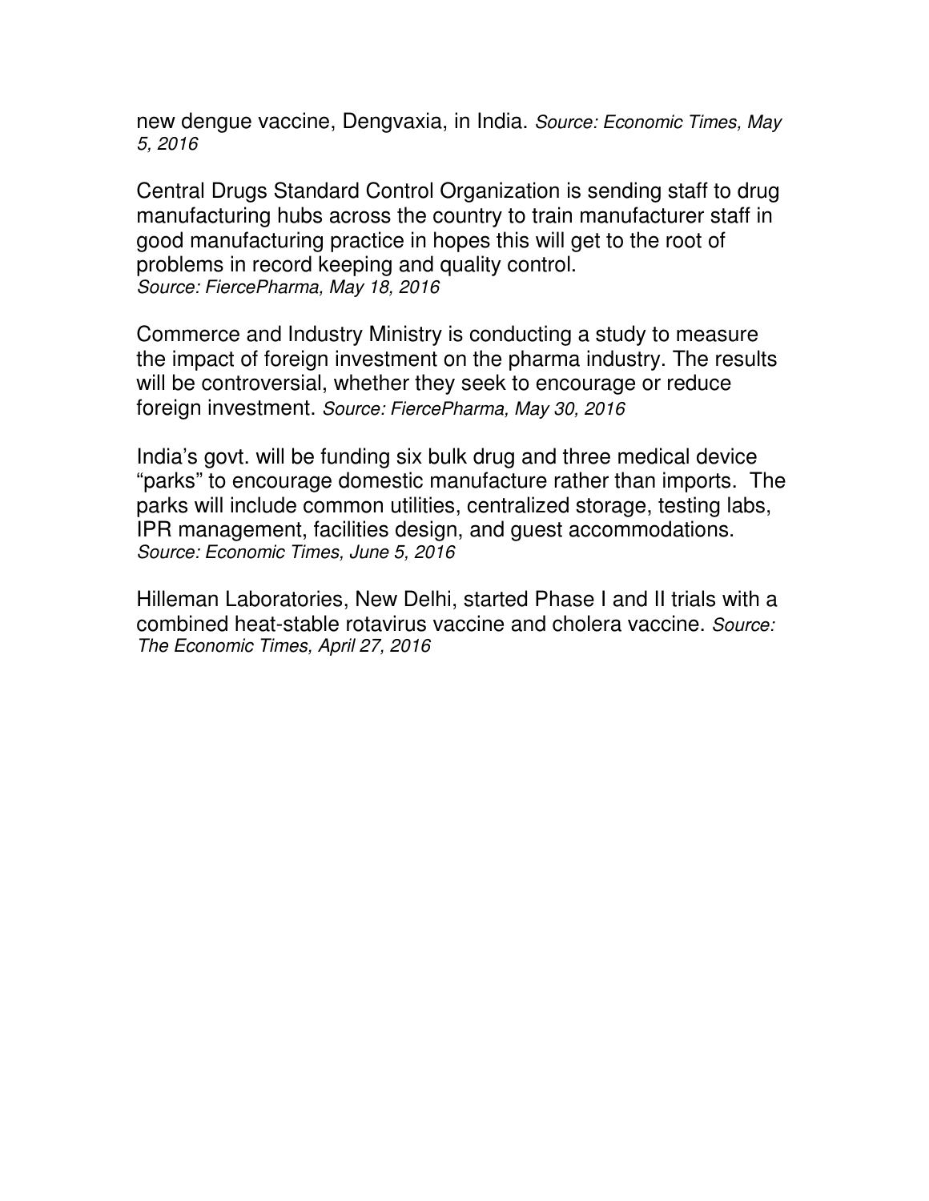new dengue vaccine, Dengvaxia, in India. *Source: Economic Times, May 5, 2016*

Central Drugs Standard Control Organization is sending staff to drug manufacturing hubs across the country to train manufacturer staff in good manufacturing practice in hopes this will get to the root of problems in record keeping and quality control.
*Source: FiercePharma, May 18, 2016*

Commerce and Industry Ministry is conducting a study to measure the impact of foreign investment on the pharma industry. The results will be controversial, whether they seek to encourage or reduce foreign investment. *Source: FiercePharma, May 30, 2016*

India's govt. will be funding six bulk drug and three medical device "parks" to encourage domestic manufacture rather than imports. The parks will include common utilities, centralized storage, testing labs, IPR management, facilities design, and guest accommodations.
*Source: Economic Times, June 5, 2016*

Hilleman Laboratories, New Delhi, started Phase I and II trials with a combined heat-stable rotavirus vaccine and cholera vaccine. *Source: The Economic Times, April 27, 2016*